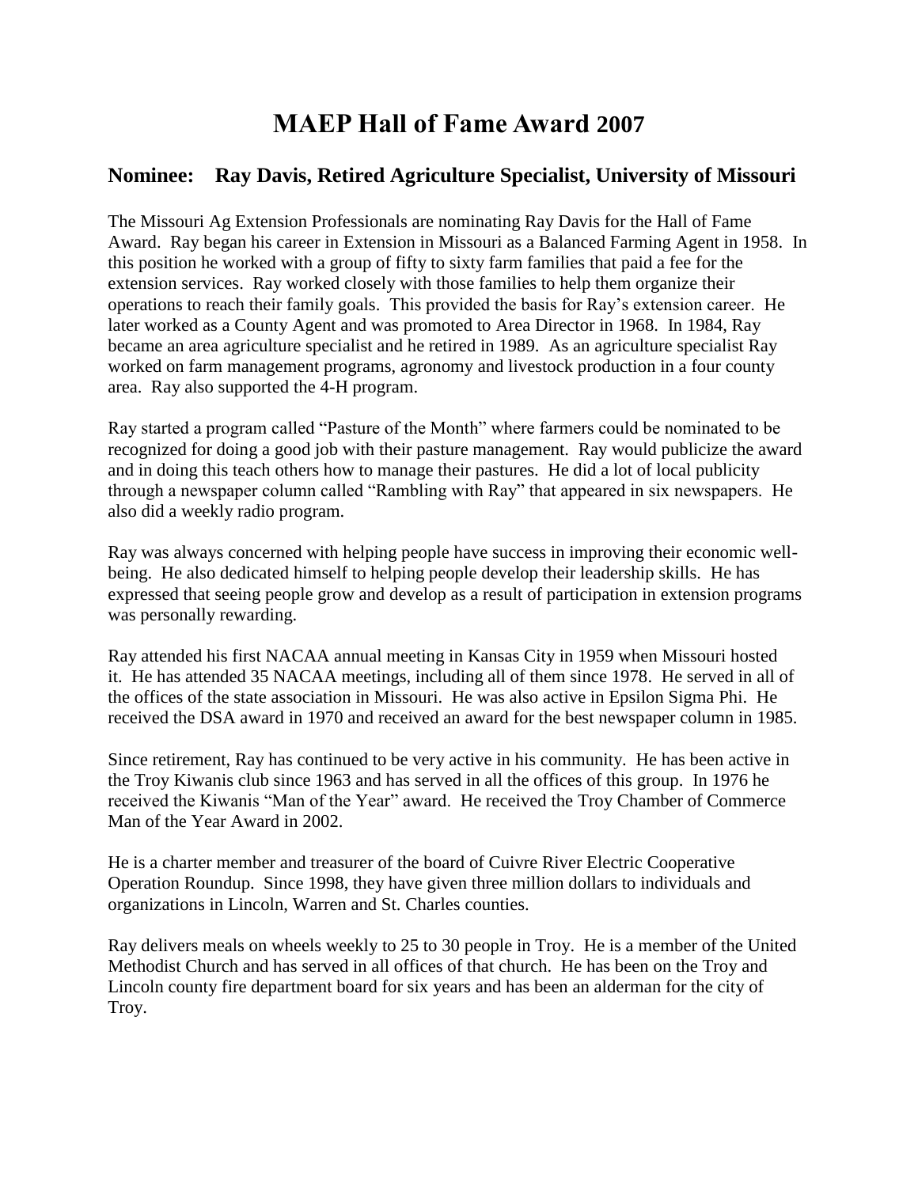# MAEP Hall of Fame Award 2007

## Nominee: Ray Davis, Retired Agriculture Specialist, University of Missouri

The Missouri Ag Extension Professionals are nominating Ray Davis for the Hall of Fame Award. Ray began his career in Extension in Missouri as a Balanced Farming Agent in 1958. In this position he worked with a group of fifty to sixty farm families that paid a fee for the extension services. Ray worked closely with those families to help them organize their operations to reach their family goals. This provided the basis for Ray's extension career. He later worked as a County Agent and was promoted to Area Director in 1968. In 1984, Ray became an area agriculture specialist and he retired in 1989. As an agriculture specialist Ray worked on farm management programs, agronomy and livestock production in a four county area. Ray also supported the 4-H program.

Ray started a program called "Pasture of the Month" where farmers could be nominated to be recognized for doing a good job with their pasture management. Ray would publicize the award and in doing this teach others how to manage their pastures. He did a lot of local publicity through a newspaper column called "Rambling with Ray" that appeared in six newspapers. He also did a weekly radio program.

Ray was always concerned with helping people have success in improving their economic well-being. He also dedicated himself to helping people develop their leadership skills. He has expressed that seeing people grow and develop as a result of participation in extension programs was personally rewarding.

Ray attended his first NACAA annual meeting in Kansas City in 1959 when Missouri hosted it. He has attended 35 NACAA meetings, including all of them since 1978. He served in all of the offices of the state association in Missouri. He was also active in Epsilon Sigma Phi. He received the DSA award in 1970 and received an award for the best newspaper column in 1985.

Since retirement, Ray has continued to be very active in his community. He has been active in the Troy Kiwanis club since 1963 and has served in all the offices of this group. In 1976 he received the Kiwanis "Man of the Year" award. He received the Troy Chamber of Commerce Man of the Year Award in 2002.

He is a charter member and treasurer of the board of Cuivre River Electric Cooperative Operation Roundup. Since 1998, they have given three million dollars to individuals and organizations in Lincoln, Warren and St. Charles counties.

Ray delivers meals on wheels weekly to 25 to 30 people in Troy. He is a member of the United Methodist Church and has served in all offices of that church. He has been on the Troy and Lincoln county fire department board for six years and has been an alderman for the city of Troy.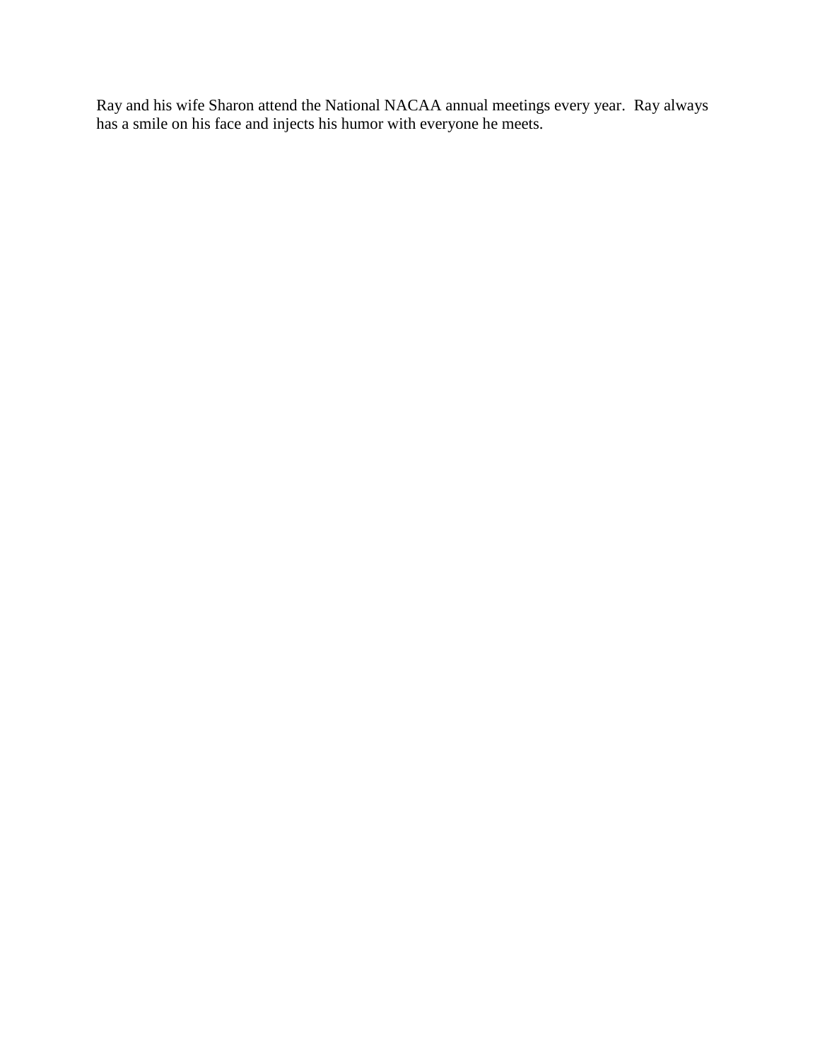Ray and his wife Sharon attend the National NACAA annual meetings every year. Ray always has a smile on his face and injects his humor with everyone he meets.